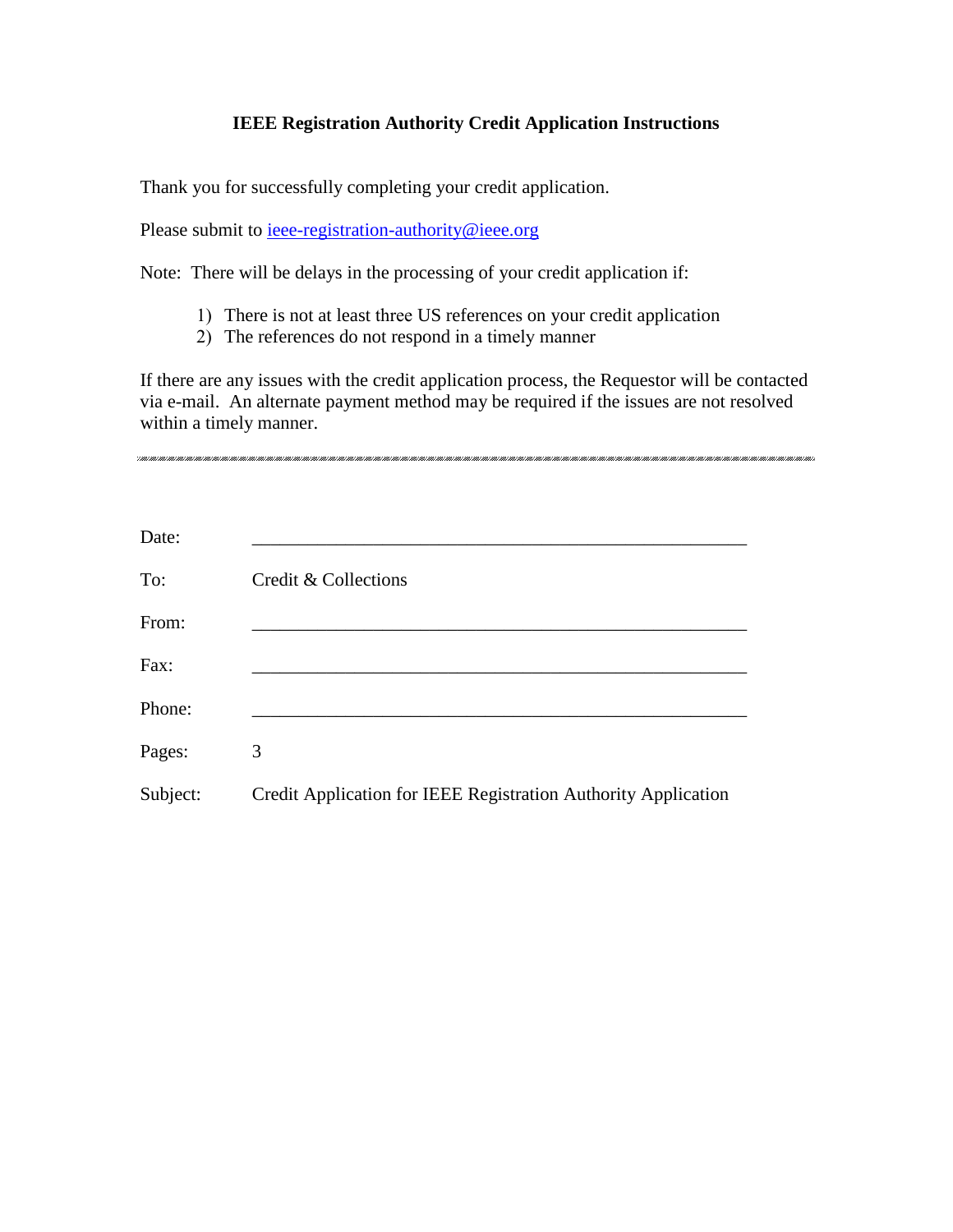**IEEE Registration Authority Credit Application Instructions**

Thank you for successfully completing your credit application.

Please submit to [ieee-registration-authority@ieee.org](mailto:ieee-registration-authority@ieee.org)

Note: There will be delays in the processing of your credit application if:

1) There is not at least three US references on your credit application
2) The references do not respond in a timely manner

If there are any issues with the credit application process, the Requestor will be contacted via e-mail. An alternate payment method may be required if the issues are not resolved within a timely manner.

---

Date: _______________________________________________

To: Credit & Collections

From: _______________________________________________

Fax: _______________________________________________

Phone: _______________________________________________

Pages: 3

Subject: Credit Application for IEEE Registration Authority Application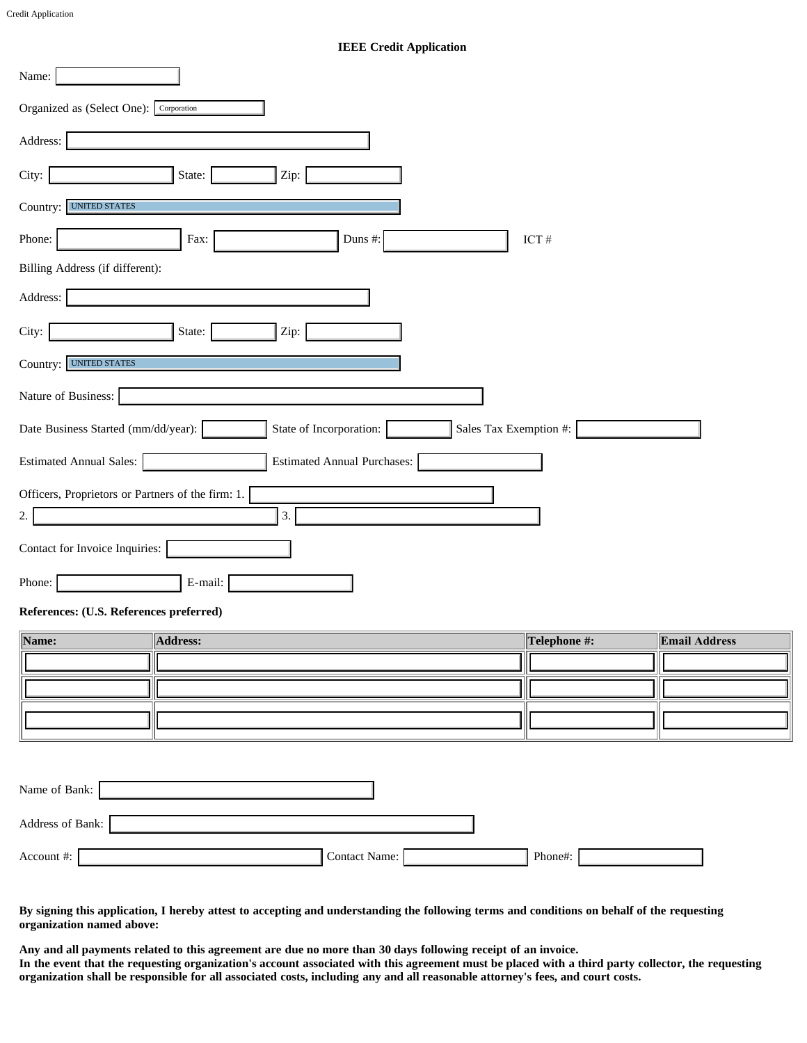## IEEE Credit Application

Name: 

Organized as (Select One): Corporation

Address: 

City: State: Zip: 

Country: UNITED STATES

Phone: Fax: Duns #: ICT #

Billing Address (if different):

Address: 

City: State: Zip: 

Country: UNITED STATES

Nature of Business: 

Date Business Started (mm/dd/year): State of Incorporation: Sales Tax Exemption #: 

Estimated Annual Sales: Estimated Annual Purchases: 

Officers, Proprietors or Partners of the firm: 1. 
2. 3. 

Contact for Invoice Inquiries: 

Phone: E-mail: 

**References: (U.S. References preferred)**

| Name: | Address: | Telephone #: | Email Address |
|---|---|---|---|
| | | | |
| | | | |
| | | | |

Name of Bank: 

Address of Bank: 

Account #: Contact Name: Phone#: 

**By signing this application, I hereby attest to accepting and understanding the following terms and conditions on behalf of the requesting organization named above:**

**Any and all payments related to this agreement are due no more than 30 days following receipt of an invoice.**
**In the event that the requesting organization's account associated with this agreement must be placed with a third party collector, the requesting organization shall be responsible for all associated costs, including any and all reasonable attorney's fees, and court costs.**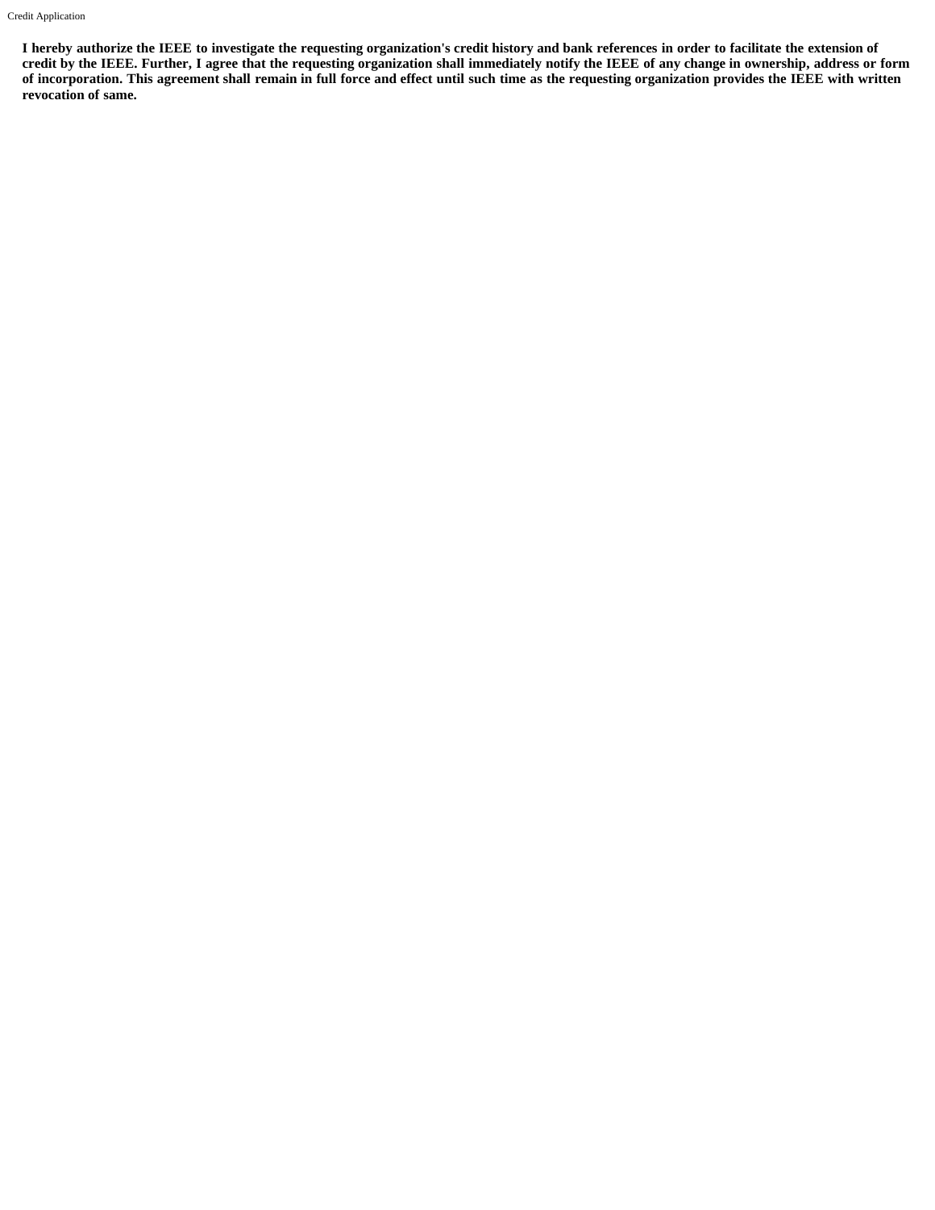**I hereby authorize the IEEE to investigate the requesting organization's credit history and bank references in order to facilitate the extension of credit by the IEEE. Further, I agree that the requesting organization shall immediately notify the IEEE of any change in ownership, address or form of incorporation. This agreement shall remain in full force and effect until such time as the requesting organization provides the IEEE with written revocation of same.**